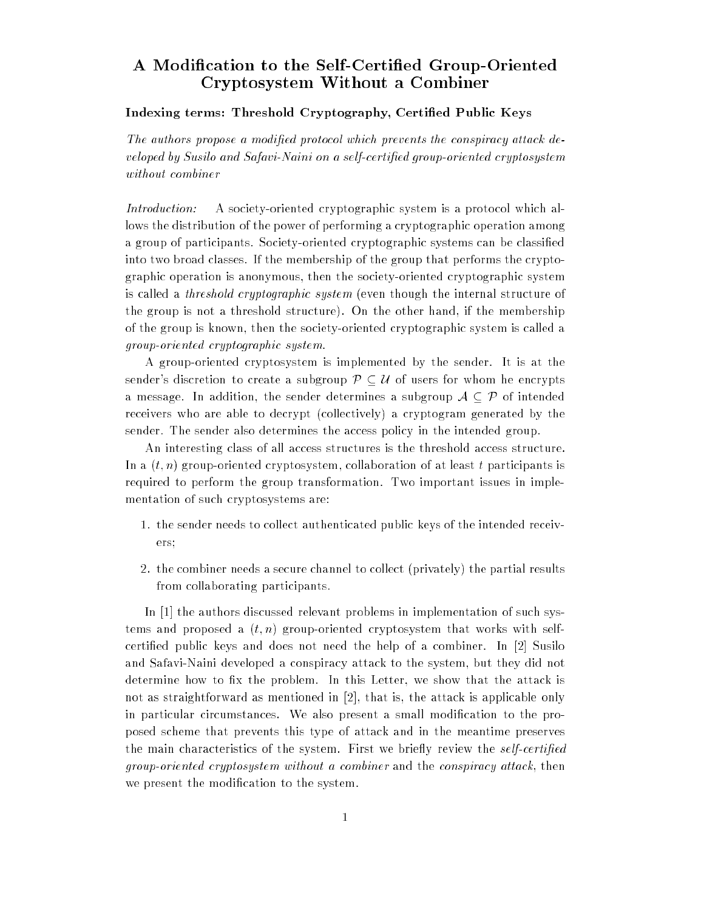# A Modification to the Self-Certified Group-Oriented Cryptosystem Without a Combiner

**Indexing terms: Threshold Cryptography, Certified Public Keys**

*The authors propose a modified protocol which prevents the conspiracy attack developed by Susilo and Safavi-Naini on a self-certified group-oriented cryptosystem without combiner*

*Introduction:* A society-oriented cryptographic system is a protocol which allows the distribution of the power of performing a cryptographic operation among a group of participants. Society-oriented cryptographic systems can be classified into two broad classes. If the membership of the group that performs the cryptographic operation is anonymous, then the society-oriented cryptographic system is called a *threshold cryptographic system* (even though the internal structure of the group is not a threshold structure). On the other hand, if the membership of the group is known, then the society-oriented cryptographic system is called a *group-oriented cryptographic system*.

A group-oriented cryptosystem is implemented by the sender. It is at the sender's discretion to create a subgroup $\mathcal{P} \subseteq \mathcal{U}$ of users for whom he encrypts a message. In addition, the sender determines a subgroup $\mathcal{A} \subseteq \mathcal{P}$ of intended receivers who are able to decrypt (collectively) a cryptogram generated by the sender. The sender also determines the access policy in the intended group.

An interesting class of all access structures is the threshold access structure. In a $(t, n)$ group-oriented cryptosystem, collaboration of at least $t$ participants is required to perform the group transformation. Two important issues in implementation of such cryptosystems are:

1. the sender needs to collect authenticated public keys of the intended receivers;
2. the combiner needs a secure channel to collect (privately) the partial results from collaborating participants.

In [1] the authors discussed relevant problems in implementation of such systems and proposed a $(t, n)$ group-oriented cryptosystem that works with self-certified public keys and does not need the help of a combiner. In [2] Susilo and Safavi-Naini developed a conspiracy attack to the system, but they did not determine how to fix the problem. In this Letter, we show that the attack is not as straightforward as mentioned in [2], that is, the attack is applicable only in particular circumstances. We also present a small modification to the proposed scheme that prevents this type of attack and in the meantime preserves the main characteristics of the system. First we briefly review the *self-certified group-oriented cryptosystem without a combiner* and the *conspiracy attack*, then we present the modification to the system.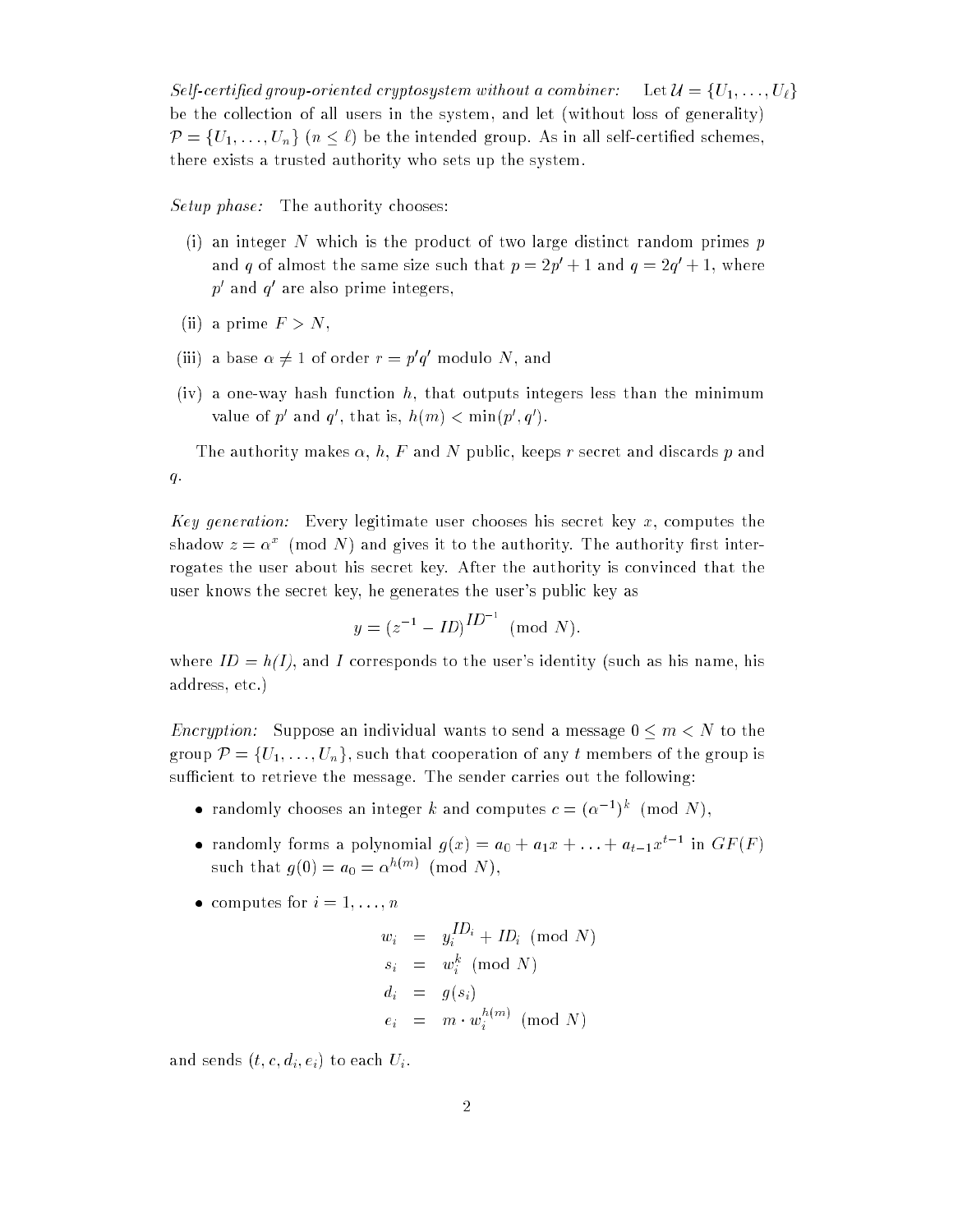*Self-certified group-oriented cryptosystem without a combiner:* Let $\mathcal{U} = \{U_1, \ldots, U_\ell\}$ be the collection of all users in the system, and let (without loss of generality) $\mathcal{P} = \{U_1, \ldots, U_n\}$ ($n \leq \ell$) be the intended group. As in all self-certified schemes, there exists a trusted authority who sets up the system.

*Setup phase:* The authority chooses:

(i) an integer $N$ which is the product of two large distinct random primes $p$ and $q$ of almost the same size such that $p = 2p' + 1$ and $q = 2q' + 1$, where $p'$ and $q'$ are also prime integers,

(ii) a prime $F > N$,

(iii) a base $\alpha \neq 1$ of order $r = p'q'$ modulo $N$, and

(iv) a one-way hash function $h$, that outputs integers less than the minimum value of $p'$ and $q'$, that is, $h(m) < \min(p', q')$.

The authority makes $\alpha$, $h$, $F$ and $N$ public, keeps $r$ secret and discards $p$ and $q$.

*Key generation:* Every legitimate user chooses his secret key $x$, computes the shadow $z = \alpha^x \pmod N$ and gives it to the authority. The authority first interrogates the user about his secret key. After the authority is convinced that the user knows the secret key, he generates the user's public key as

$$y = (z^{-1} - ID)^{ID^{-1}} \pmod N.$$

where $ID = h(I)$, and $I$ corresponds to the user's identity (such as his name, his address, etc.)

*Encryption:* Suppose an individual wants to send a message $0 \leq m < N$ to the group $\mathcal{P} = \{U_1, \ldots, U_n\}$, such that cooperation of any $t$ members of the group is sufficient to retrieve the message. The sender carries out the following:

- randomly chooses an integer $k$ and computes $c = (\alpha^{-1})^k \pmod N$,
- randomly forms a polynomial $g(x) = a_0 + a_1 x + \ldots + a_{t-1}x^{t-1}$ in $GF(F)$ such that $g(0) = a_0 = \alpha^{h(m)} \pmod N$,
- computes for $i = 1, \ldots, n$

$$\begin{aligned}
w_i &= y_i^{ID_i} + ID_i \pmod N \\
s_i &= w_i^k \pmod N \\
d_i &= g(s_i) \\
e_i &= m \cdot w_i^{h(m)} \pmod N
\end{aligned}$$

and sends $(t, c, d_i, e_i)$ to each $U_i$.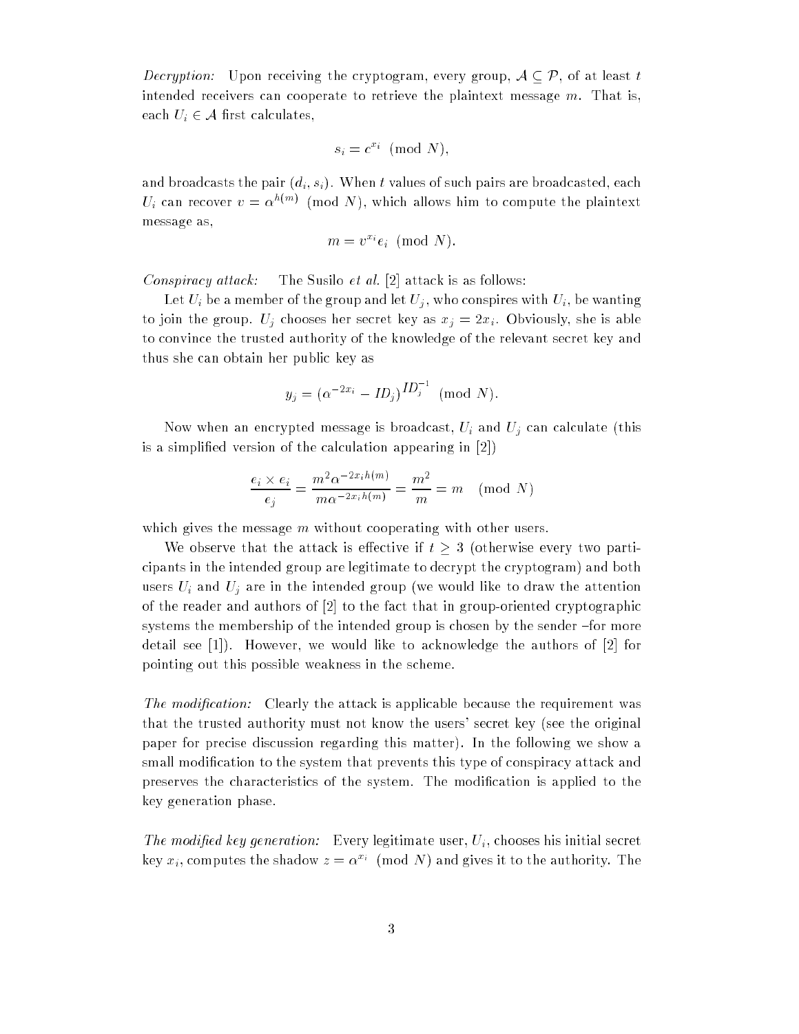*Decryption:* Upon receiving the cryptogram, every group, $\mathcal{A} \subseteq \mathcal{P}$, of at least $t$ intended receivers can cooperate to retrieve the plaintext message $m$. That is, each $U_i \in \mathcal{A}$ first calculates,

$$s_i = c^{x_i} \pmod N,$$

and broadcasts the pair $(d_i, s_i)$. When $t$ values of such pairs are broadcasted, each $U_i$ can recover $v = \alpha^{h(m)} \pmod N$, which allows him to compute the plaintext message as,

$$m = v^{x_i} e_i \pmod N.$$

*Conspiracy attack:* The Susilo *et al.* [2] attack is as follows:

Let $U_i$ be a member of the group and let $U_j$, who conspires with $U_i$, be wanting to join the group. $U_j$ chooses her secret key as $x_j = 2x_i$. Obviously, she is able to convince the trusted authority of the knowledge of the relevant secret key and thus she can obtain her public key as

$$y_j = (\alpha^{-2x_i} - ID_j)^{ID_j^{-1}} \pmod N.$$

Now when an encrypted message is broadcast, $U_i$ and $U_j$ can calculate (this is a simplified version of the calculation appearing in [2])

$$\frac{e_i \times e_i}{e_j} = \frac{m^2 \alpha^{-2x_i h(m)}}{m \alpha^{-2x_i h(m)}} = \frac{m^2}{m} = m \pmod N$$

which gives the message $m$ without cooperating with other users.

We observe that the attack is effective if $t \geq 3$ (otherwise every two participants in the intended group are legitimate to decrypt the cryptogram) and both users $U_i$ and $U_j$ are in the intended group (we would like to draw the attention of the reader and authors of [2] to the fact that in group-oriented cryptographic systems the membership of the intended group is chosen by the sender –for more detail see [1]). However, we would like to acknowledge the authors of [2] for pointing out this possible weakness in the scheme.

*The modification:* Clearly the attack is applicable because the requirement was that the trusted authority must not know the users' secret key (see the original paper for precise discussion regarding this matter). In the following we show a small modification to the system that prevents this type of conspiracy attack and preserves the characteristics of the system. The modification is applied to the key generation phase.

*The modified key generation:* Every legitimate user, $U_i$, chooses his initial secret key $x_i$, computes the shadow $z = \alpha^{x_i} \pmod N$ and gives it to the authority. The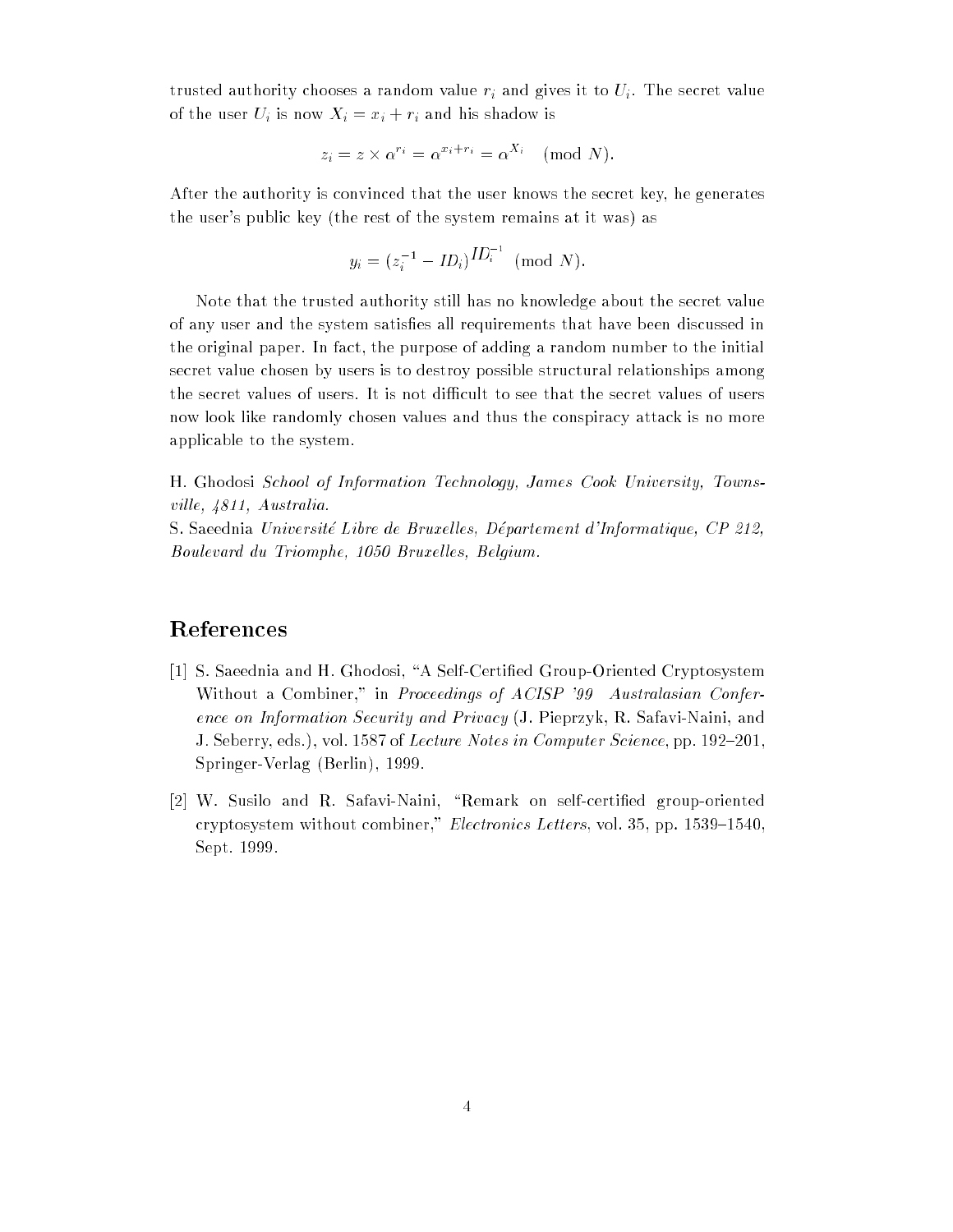trusted authority chooses a random value $r_i$ and gives it to $U_i$. The secret value of the user $U_i$ is now $X_i = x_i + r_i$ and his shadow is

$$z_i = z \times \alpha^{r_i} = \alpha^{x_i + r_i} = \alpha^{X_i} \pmod{N}.$$

After the authority is convinced that the user knows the secret key, he generates the user's public key (the rest of the system remains at it was) as

$$y_i = (z_i^{-1} - ID_i)^{ID_i^{-1}} \pmod{N}.$$

Note that the trusted authority still has no knowledge about the secret value of any user and the system satisfies all requirements that have been discussed in the original paper. In fact, the purpose of adding a random number to the initial secret value chosen by users is to destroy possible structural relationships among the secret values of users. It is not difficult to see that the secret values of users now look like randomly chosen values and thus the conspiracy attack is no more applicable to the system.

H. Ghodosi *School of Information Technology, James Cook University, Townsville, 4811, Australia.*
S. Saeednia *Université Libre de Bruxelles, Département d'Informatique, CP 212, Boulevard du Triomphe, 1050 Bruxelles, Belgium.*

## References

[1] S. Saeednia and H. Ghodosi, "A Self-Certified Group-Oriented Cryptosystem Without a Combiner," in *Proceedings of ACISP '99 Australasian Conference on Information Security and Privacy* (J. Pieprzyk, R. Safavi-Naini, and J. Seberry, eds.), vol. 1587 of *Lecture Notes in Computer Science*, pp. 192–201, Springer-Verlag (Berlin), 1999.

[2] W. Susilo and R. Safavi-Naini, "Remark on self-certified group-oriented cryptosystem without combiner," *Electronics Letters*, vol. 35, pp. 1539–1540, Sept. 1999.